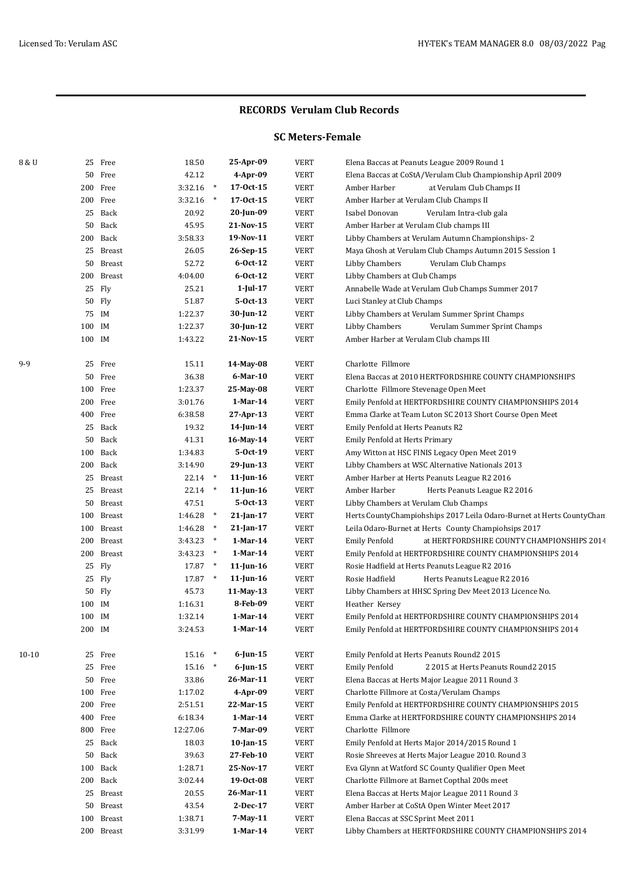## RECORDS Verulam Club Records

### SC Meters-Female

| | | | | | | | |
|---|---|---|---|---|---|---|---|
| 8 & U | 25 | Free | 18.50 | | 25-Apr-09 | VERT | Elena Baccas at Peanuts League 2009 Round 1 |
| | 50 | Free | 42.12 | | 4-Apr-09 | VERT | Elena Baccas at CoStA/Verulam Club Championship April 2009 |
| | 200 | Free | 3:32.16 | * | 17-Oct-15 | VERT | Amber Harber at Verulam Club Champs II |
| | 200 | Free | 3:32.16 | * | 17-Oct-15 | VERT | Amber Harber at Verulam Club Champs II |
| | 25 | Back | 20.92 | | 20-Jun-09 | VERT | Isabel Donovan Verulam Intra-club gala |
| | 50 | Back | 45.95 | | 21-Nov-15 | VERT | Amber Harber at Verulam Club champs III |
| | 200 | Back | 3:58.33 | | 19-Nov-11 | VERT | Libby Chambers at Verulam Autumn Championships- 2 |
| | 25 | Breast | 26.05 | | 26-Sep-15 | VERT | Maya Ghosh at Verulam Club Champs Autumn 2015 Session 1 |
| | 50 | Breast | 52.72 | | 6-Oct-12 | VERT | Libby Chambers Verulam Club Champs |
| | 200 | Breast | 4:04.00 | | 6-Oct-12 | VERT | Libby Chambers at Club Champs |
| | 25 | Fly | 25.21 | | 1-Jul-17 | VERT | Annabelle Wade at Verulam Club Champs Summer 2017 |
| | 50 | Fly | 51.87 | | 5-Oct-13 | VERT | Luci Stanley at Club Champs |
| | 75 | IM | 1:22.37 | | 30-Jun-12 | VERT | Libby Chambers at Verulam Summer Sprint Champs |
| | 100 | IM | 1:22.37 | | 30-Jun-12 | VERT | Libby Chambers Verulam Summer Sprint Champs |
| | 100 | IM | 1:43.22 | | 21-Nov-15 | VERT | Amber Harber at Verulam Club champs III |
| 9-9 | 25 | Free | 15.11 | | 14-May-08 | VERT | Charlotte Fillmore |
| | 50 | Free | 36.38 | | 6-Mar-10 | VERT | Elena Baccas at 2010 HERTFORDSHIRE COUNTY CHAMPIONSHIPS |
| | 100 | Free | 1:23.37 | | 25-May-08 | VERT | Charlotte Fillmore Stevenage Open Meet |
| | 200 | Free | 3:01.76 | | 1-Mar-14 | VERT | Emily Penfold at HERTFORDSHIRE COUNTY CHAMPIONSHIPS 2014 |
| | 400 | Free | 6:38.58 | | 27-Apr-13 | VERT | Emma Clarke at Team Luton SC 2013 Short Course Open Meet |
| | 25 | Back | 19.32 | | 14-Jun-14 | VERT | Emily Penfold at Herts Peanuts R2 |
| | 50 | Back | 41.31 | | 16-May-14 | VERT | Emily Penfold at Herts Primary |
| | 100 | Back | 1:34.83 | | 5-Oct-19 | VERT | Amy Witton at HSC FINIS Legacy Open Meet 2019 |
| | 200 | Back | 3:14.90 | | 29-Jun-13 | VERT | Libby Chambers at WSC Alternative Nationals 2013 |
| | 25 | Breast | 22.14 | * | 11-Jun-16 | VERT | Amber Harber at Herts Peanuts League R2 2016 |
| | 25 | Breast | 22.14 | * | 11-Jun-16 | VERT | Amber Harber Herts Peanuts League R2 2016 |
| | 50 | Breast | 47.51 | | 5-Oct-13 | VERT | Libby Chambers at Verulam Club Champs |
| | 100 | Breast | 1:46.28 | * | 21-Jan-17 | VERT | Herts CountyChampiohships 2017 Leila Odaro-Burnet at Herts CountyCham |
| | 100 | Breast | 1:46.28 | * | 21-Jan-17 | VERT | Leila Odaro-Burnet at Herts County Champiohsips 2017 |
| | 200 | Breast | 3:43.23 | * | 1-Mar-14 | VERT | Emily Penfold at HERTFORDSHIRE COUNTY CHAMPIONSHIPS 2014 |
| | 200 | Breast | 3:43.23 | * | 1-Mar-14 | VERT | Emily Penfold at HERTFORDSHIRE COUNTY CHAMPIONSHIPS 2014 |
| | 25 | Fly | 17.87 | * | 11-Jun-16 | VERT | Rosie Hadfield at Herts Peanuts League R2 2016 |
| | 25 | Fly | 17.87 | * | 11-Jun-16 | VERT | Rosie Hadfield Herts Peanuts League R2 2016 |
| | 50 | Fly | 45.73 | | 11-May-13 | VERT | Libby Chambers at HHSC Spring Dev Meet 2013 Licence No. |
| | 100 | IM | 1:16.31 | | 8-Feb-09 | VERT | Heather Kersey |
| | 100 | IM | 1:32.14 | | 1-Mar-14 | VERT | Emily Penfold at HERTFORDSHIRE COUNTY CHAMPIONSHIPS 2014 |
| | 200 | IM | 3:24.53 | | 1-Mar-14 | VERT | Emily Penfold at HERTFORDSHIRE COUNTY CHAMPIONSHIPS 2014 |
| 10-10 | 25 | Free | 15.16 | * | 6-Jun-15 | VERT | Emily Penfold at Herts Peanuts Round2 2015 |
| | 25 | Free | 15.16 | * | 6-Jun-15 | VERT | Emily Penfold 2 2015 at Herts Peanuts Round2 2015 |
| | 50 | Free | 33.86 | | 26-Mar-11 | VERT | Elena Baccas at Herts Major League 2011 Round 3 |
| | 100 | Free | 1:17.02 | | 4-Apr-09 | VERT | Charlotte Fillmore at Costa/Verulam Champs |
| | 200 | Free | 2:51.51 | | 22-Mar-15 | VERT | Emily Penfold at HERTFORDSHIRE COUNTY CHAMPIONSHIPS 2015 |
| | 400 | Free | 6:18.34 | | 1-Mar-14 | VERT | Emma Clarke at HERTFORDSHIRE COUNTY CHAMPIONSHIPS 2014 |
| | 800 | Free | 12:27.06 | | 7-Mar-09 | VERT | Charlotte Fillmore |
| | 25 | Back | 18.03 | | 10-Jan-15 | VERT | Emily Penfold at Herts Major 2014/2015 Round 1 |
| | 50 | Back | 39.63 | | 27-Feb-10 | VERT | Rosie Shreeves at Herts Major League 2010. Round 3 |
| | 100 | Back | 1:28.71 | | 25-Nov-17 | VERT | Eva Glynn at Watford SC County Qualifier Open Meet |
| | 200 | Back | 3:02.44 | | 19-Oct-08 | VERT | Charlotte Fillmore at Barnet Copthal 200s meet |
| | 25 | Breast | 20.55 | | 26-Mar-11 | VERT | Elena Baccas at Herts Major League 2011 Round 3 |
| | 50 | Breast | 43.54 | | 2-Dec-17 | VERT | Amber Harber at CoStA Open Winter Meet 2017 |
| | 100 | Breast | 1:38.71 | | 7-May-11 | VERT | Elena Baccas at SSC Sprint Meet 2011 |
| | 200 | Breast | 3:31.99 | | 1-Mar-14 | VERT | Libby Chambers at HERTFORDSHIRE COUNTY CHAMPIONSHIPS 2014 |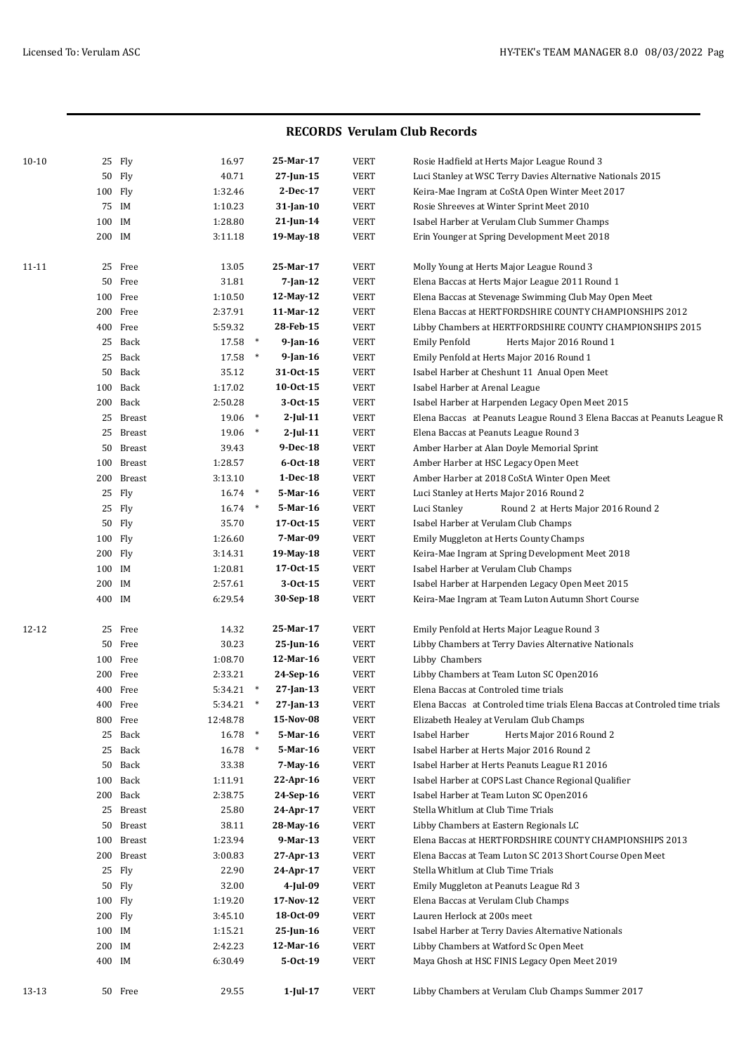## RECORDS Verulam Club Records

| Age | Dist | Stroke | Time | | Date | Team | Details |
|---|---|---|---|---|---|---|---|
| 10-10 | 25 | Fly | 16.97 | | 25-Mar-17 | VERT | Rosie Hadfield at Herts Major League Round 3 |
| | 50 | Fly | 40.71 | | 27-Jun-15 | VERT | Luci Stanley at WSC Terry Davies Alternative Nationals 2015 |
| | 100 | Fly | 1:32.46 | | 2-Dec-17 | VERT | Keira-Mae Ingram at CoStA Open Winter Meet 2017 |
| | 75 | IM | 1:10.23 | | 31-Jan-10 | VERT | Rosie Shreeves at Winter Sprint Meet 2010 |
| | 100 | IM | 1:28.80 | | 21-Jun-14 | VERT | Isabel Harber at Verulam Club Summer Champs |
| | 200 | IM | 3:11.18 | | 19-May-18 | VERT | Erin Younger at Spring Development Meet 2018 |
| 11-11 | 25 | Free | 13.05 | | 25-Mar-17 | VERT | Molly Young at Herts Major League Round 3 |
| | 50 | Free | 31.81 | | 7-Jan-12 | VERT | Elena Baccas at Herts Major League 2011 Round 1 |
| | 100 | Free | 1:10.50 | | 12-May-12 | VERT | Elena Baccas at Stevenage Swimming Club May Open Meet |
| | 200 | Free | 2:37.91 | | 11-Mar-12 | VERT | Elena Baccas at HERTFORDSHIRE COUNTY CHAMPIONSHIPS 2012 |
| | 400 | Free | 5:59.32 | | 28-Feb-15 | VERT | Libby Chambers at HERTFORDSHIRE COUNTY CHAMPIONSHIPS 2015 |
| | 25 | Back | 17.58 | * | 9-Jan-16 | VERT | Emily Penfold Herts Major 2016 Round 1 |
| | 25 | Back | 17.58 | * | 9-Jan-16 | VERT | Emily Penfold at Herts Major 2016 Round 1 |
| | 50 | Back | 35.12 | | 31-Oct-15 | VERT | Isabel Harber at Cheshunt 11 Anual Open Meet |
| | 100 | Back | 1:17.02 | | 10-Oct-15 | VERT | Isabel Harber at Arenal League |
| | 200 | Back | 2:50.28 | | 3-Oct-15 | VERT | Isabel Harber at Harpenden Legacy Open Meet 2015 |
| | 25 | Breast | 19.06 | * | 2-Jul-11 | VERT | Elena Baccas at Peanuts League Round 3 Elena Baccas at Peanuts League R |
| | 25 | Breast | 19.06 | * | 2-Jul-11 | VERT | Elena Baccas at Peanuts League Round 3 |
| | 50 | Breast | 39.43 | | 9-Dec-18 | VERT | Amber Harber at Alan Doyle Memorial Sprint |
| | 100 | Breast | 1:28.57 | | 6-Oct-18 | VERT | Amber Harber at HSC Legacy Open Meet |
| | 200 | Breast | 3:13.10 | | 1-Dec-18 | VERT | Amber Harber at 2018 CoStA Winter Open Meet |
| | 25 | Fly | 16.74 | * | 5-Mar-16 | VERT | Luci Stanley at Herts Major 2016 Round 2 |
| | 25 | Fly | 16.74 | * | 5-Mar-16 | VERT | Luci Stanley Round 2 at Herts Major 2016 Round 2 |
| | 50 | Fly | 35.70 | | 17-Oct-15 | VERT | Isabel Harber at Verulam Club Champs |
| | 100 | Fly | 1:26.60 | | 7-Mar-09 | VERT | Emily Muggleton at Herts County Champs |
| | 200 | Fly | 3:14.31 | | 19-May-18 | VERT | Keira-Mae Ingram at Spring Development Meet 2018 |
| | 100 | IM | 1:20.81 | | 17-Oct-15 | VERT | Isabel Harber at Verulam Club Champs |
| | 200 | IM | 2:57.61 | | 3-Oct-15 | VERT | Isabel Harber at Harpenden Legacy Open Meet 2015 |
| | 400 | IM | 6:29.54 | | 30-Sep-18 | VERT | Keira-Mae Ingram at Team Luton Autumn Short Course |
| 12-12 | 25 | Free | 14.32 | | 25-Mar-17 | VERT | Emily Penfold at Herts Major League Round 3 |
| | 50 | Free | 30.23 | | 25-Jun-16 | VERT | Libby Chambers at Terry Davies Alternative Nationals |
| | 100 | Free | 1:08.70 | | 12-Mar-16 | VERT | Libby Chambers |
| | 200 | Free | 2:33.21 | | 24-Sep-16 | VERT | Libby Chambers at Team Luton SC Open2016 |
| | 400 | Free | 5:34.21 | * | 27-Jan-13 | VERT | Elena Baccas at Controled time trials |
| | 400 | Free | 5:34.21 | * | 27-Jan-13 | VERT | Elena Baccas at Controled time trials Elena Baccas at Controled time trials |
| | 800 | Free | 12:48.78 | | 15-Nov-08 | VERT | Elizabeth Healey at Verulam Club Champs |
| | 25 | Back | 16.78 | * | 5-Mar-16 | VERT | Isabel Harber Herts Major 2016 Round 2 |
| | 25 | Back | 16.78 | * | 5-Mar-16 | VERT | Isabel Harber at Herts Major 2016 Round 2 |
| | 50 | Back | 33.38 | | 7-May-16 | VERT | Isabel Harber at Herts Peanuts League R1 2016 |
| | 100 | Back | 1:11.91 | | 22-Apr-16 | VERT | Isabel Harber at COPS Last Chance Regional Qualifier |
| | 200 | Back | 2:38.75 | | 24-Sep-16 | VERT | Isabel Harber at Team Luton SC Open2016 |
| | 25 | Breast | 25.80 | | 24-Apr-17 | VERT | Stella Whitlum at Club Time Trials |
| | 50 | Breast | 38.11 | | 28-May-16 | VERT | Libby Chambers at Eastern Regionals LC |
| | 100 | Breast | 1:23.94 | | 9-Mar-13 | VERT | Elena Baccas at HERTFORDSHIRE COUNTY CHAMPIONSHIPS 2013 |
| | 200 | Breast | 3:00.83 | | 27-Apr-13 | VERT | Elena Baccas at Team Luton SC 2013 Short Course Open Meet |
| | 25 | Fly | 22.90 | | 24-Apr-17 | VERT | Stella Whitlum at Club Time Trials |
| | 50 | Fly | 32.00 | | 4-Jul-09 | VERT | Emily Muggleton at Peanuts League Rd 3 |
| | 100 | Fly | 1:19.20 | | 17-Nov-12 | VERT | Elena Baccas at Verulam Club Champs |
| | 200 | Fly | 3:45.10 | | 18-Oct-09 | VERT | Lauren Herlock at 200s meet |
| | 100 | IM | 1:15.21 | | 25-Jun-16 | VERT | Isabel Harber at Terry Davies Alternative Nationals |
| | 200 | IM | 2:42.23 | | 12-Mar-16 | VERT | Libby Chambers at Watford Sc Open Meet |
| | 400 | IM | 6:30.49 | | 5-Oct-19 | VERT | Maya Ghosh at HSC FINIS Legacy Open Meet 2019 |
| 13-13 | 50 | Free | 29.55 | | 1-Jul-17 | VERT | Libby Chambers at Verulam Club Champs Summer 2017 |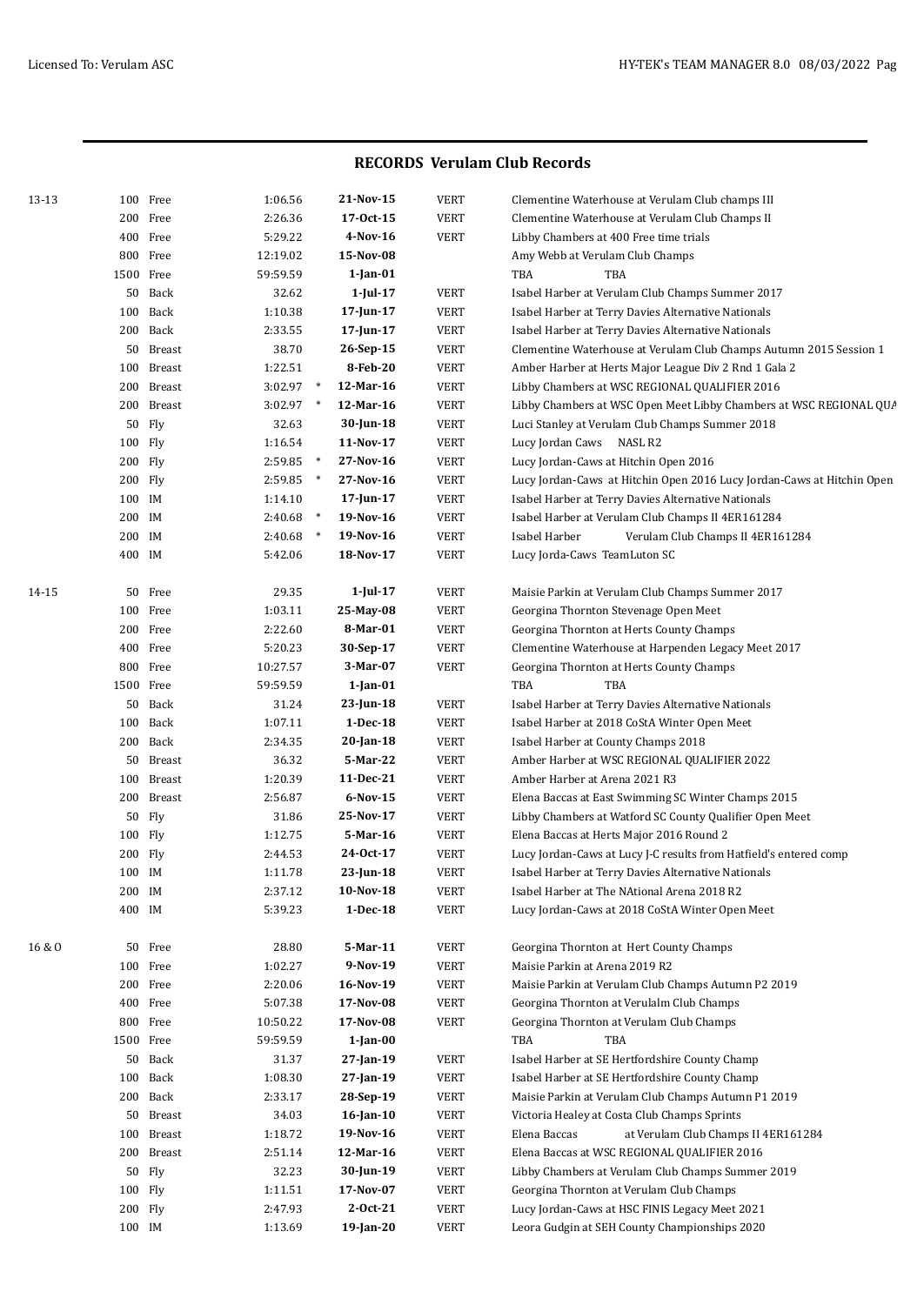## RECORDS Verulam Club Records

| | | | | | | | |
|---|---|---|---|---|---|---|---|
| 13-13 | 100 | Free | 1:06.56 | | 21-Nov-15 | VERT | Clementine Waterhouse at Verulam Club champs III |
| | 200 | Free | 2:26.36 | | 17-Oct-15 | VERT | Clementine Waterhouse at Verulam Club Champs II |
| | 400 | Free | 5:29.22 | | 4-Nov-16 | VERT | Libby Chambers at 400 Free time trials |
| | 800 | Free | 12:19.02 | | 15-Nov-08 | | Amy Webb at Verulam Club Champs |
| | 1500 | Free | 59:59.59 | | 1-Jan-01 | | TBA TBA |
| | 50 | Back | 32.62 | | 1-Jul-17 | VERT | Isabel Harber at Verulam Club Champs Summer 2017 |
| | 100 | Back | 1:10.38 | | 17-Jun-17 | VERT | Isabel Harber at Terry Davies Alternative Nationals |
| | 200 | Back | 2:33.55 | | 17-Jun-17 | VERT | Isabel Harber at Terry Davies Alternative Nationals |
| | 50 | Breast | 38.70 | | 26-Sep-15 | VERT | Clementine Waterhouse at Verulam Club Champs Autumn 2015 Session 1 |
| | 100 | Breast | 1:22.51 | | 8-Feb-20 | VERT | Amber Harber at Herts Major League Div 2 Rnd 1 Gala 2 |
| | 200 | Breast | 3:02.97 | * | 12-Mar-16 | VERT | Libby Chambers at WSC REGIONAL QUALIFIER 2016 |
| | 200 | Breast | 3:02.97 | * | 12-Mar-16 | VERT | Libby Chambers at WSC Open Meet Libby Chambers at WSC REGIONAL QUA |
| | 50 | Fly | 32.63 | | 30-Jun-18 | VERT | Luci Stanley at Verulam Club Champs Summer 2018 |
| | 100 | Fly | 1:16.54 | | 11-Nov-17 | VERT | Lucy Jordan Caws NASL R2 |
| | 200 | Fly | 2:59.85 | * | 27-Nov-16 | VERT | Lucy Jordan-Caws at Hitchin Open 2016 |
| | 200 | Fly | 2:59.85 | * | 27-Nov-16 | VERT | Lucy Jordan-Caws at Hitchin Open 2016 Lucy Jordan-Caws at Hitchin Open |
| | 100 | IM | 1:14.10 | | 17-Jun-17 | VERT | Isabel Harber at Terry Davies Alternative Nationals |
| | 200 | IM | 2:40.68 | * | 19-Nov-16 | VERT | Isabel Harber at Verulam Club Champs II 4ER161284 |
| | 200 | IM | 2:40.68 | * | 19-Nov-16 | VERT | Isabel Harber Verulam Club Champs II 4ER161284 |
| | 400 | IM | 5:42.06 | | 18-Nov-17 | VERT | Lucy Jorda-Caws TeamLuton SC |
| 14-15 | 50 | Free | 29.35 | | 1-Jul-17 | VERT | Maisie Parkin at Verulam Club Champs Summer 2017 |
| | 100 | Free | 1:03.11 | | 25-May-08 | VERT | Georgina Thornton Stevenage Open Meet |
| | 200 | Free | 2:22.60 | | 8-Mar-01 | VERT | Georgina Thornton at Herts County Champs |
| | 400 | Free | 5:20.23 | | 30-Sep-17 | VERT | Clementine Waterhouse at Harpenden Legacy Meet 2017 |
| | 800 | Free | 10:27.57 | | 3-Mar-07 | VERT | Georgina Thornton at Herts County Champs |
| | 1500 | Free | 59:59.59 | | 1-Jan-01 | | TBA TBA |
| | 50 | Back | 31.24 | | 23-Jun-18 | VERT | Isabel Harber at Terry Davies Alternative Nationals |
| | 100 | Back | 1:07.11 | | 1-Dec-18 | VERT | Isabel Harber at 2018 CoStA Winter Open Meet |
| | 200 | Back | 2:34.35 | | 20-Jan-18 | VERT | Isabel Harber at County Champs 2018 |
| | 50 | Breast | 36.32 | | 5-Mar-22 | VERT | Amber Harber at WSC REGIONAL QUALIFIER 2022 |
| | 100 | Breast | 1:20.39 | | 11-Dec-21 | VERT | Amber Harber at Arena 2021 R3 |
| | 200 | Breast | 2:56.87 | | 6-Nov-15 | VERT | Elena Baccas at East Swimming SC Winter Champs 2015 |
| | 50 | Fly | 31.86 | | 25-Nov-17 | VERT | Libby Chambers at Watford SC County Qualifier Open Meet |
| | 100 | Fly | 1:12.75 | | 5-Mar-16 | VERT | Elena Baccas at Herts Major 2016 Round 2 |
| | 200 | Fly | 2:44.53 | | 24-Oct-17 | VERT | Lucy Jordan-Caws at Lucy J-C results from Hatfield's entered comp |
| | 100 | IM | 1:11.78 | | 23-Jun-18 | VERT | Isabel Harber at Terry Davies Alternative Nationals |
| | 200 | IM | 2:37.12 | | 10-Nov-18 | VERT | Isabel Harber at The NAtional Arena 2018 R2 |
| | 400 | IM | 5:39.23 | | 1-Dec-18 | VERT | Lucy Jordan-Caws at 2018 CoStA Winter Open Meet |
| 16 & O | 50 | Free | 28.80 | | 5-Mar-11 | VERT | Georgina Thornton at Hert County Champs |
| | 100 | Free | 1:02.27 | | 9-Nov-19 | VERT | Maisie Parkin at Arena 2019 R2 |
| | 200 | Free | 2:20.06 | | 16-Nov-19 | VERT | Maisie Parkin at Verulam Club Champs Autumn P2 2019 |
| | 400 | Free | 5:07.38 | | 17-Nov-08 | VERT | Georgina Thornton at Verulalm Club Champs |
| | 800 | Free | 10:50.22 | | 17-Nov-08 | VERT | Georgina Thornton at Verulam Club Champs |
| | 1500 | Free | 59:59.59 | | 1-Jan-00 | | TBA TBA |
| | 50 | Back | 31.37 | | 27-Jan-19 | VERT | Isabel Harber at SE Hertfordshire County Champ |
| | 100 | Back | 1:08.30 | | 27-Jan-19 | VERT | Isabel Harber at SE Hertfordshire County Champ |
| | 200 | Back | 2:33.17 | | 28-Sep-19 | VERT | Maisie Parkin at Verulam Club Champs Autumn P1 2019 |
| | 50 | Breast | 34.03 | | 16-Jan-10 | VERT | Victoria Healey at Costa Club Champs Sprints |
| | 100 | Breast | 1:18.72 | | 19-Nov-16 | VERT | Elena Baccas at Verulam Club Champs II 4ER161284 |
| | 200 | Breast | 2:51.14 | | 12-Mar-16 | VERT | Elena Baccas at WSC REGIONAL QUALIFIER 2016 |
| | 50 | Fly | 32.23 | | 30-Jun-19 | VERT | Libby Chambers at Verulam Club Champs Summer 2019 |
| | 100 | Fly | 1:11.51 | | 17-Nov-07 | VERT | Georgina Thornton at Verulam Club Champs |
| | 200 | Fly | 2:47.93 | | 2-Oct-21 | VERT | Lucy Jordan-Caws at HSC FINIS Legacy Meet 2021 |
| | 100 | IM | 1:13.69 | | 19-Jan-20 | VERT | Leora Gudgin at SEH County Championships 2020 |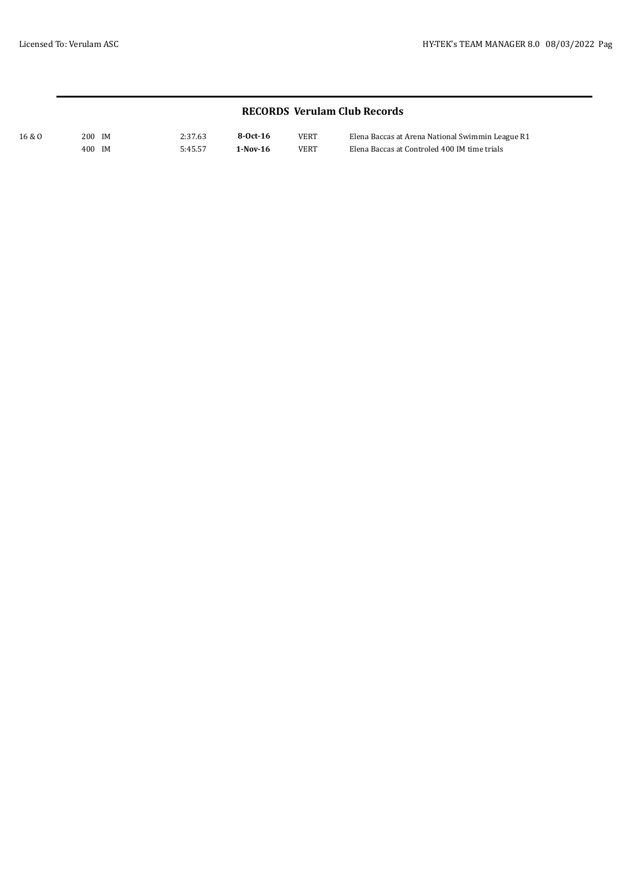## RECORDS Verulam Club Records

| | | | | | |
|---|---|---|---|---|---|
| 16 & O | 200 IM | 2:37.63 | **8-Oct-16** | VERT | Elena Baccas at Arena National Swimmin League R1 |
| | 400 IM | 5:45.57 | **1-Nov-16** | VERT | Elena Baccas at Controled 400 IM time trials |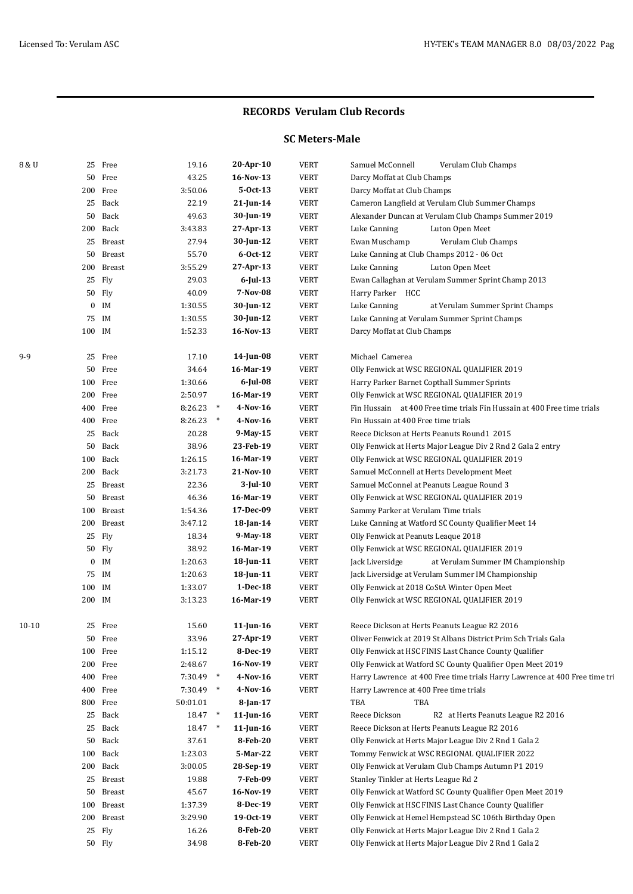## RECORDS Verulam Club Records

### SC Meters-Male

| | | | | | | | |
|---|---|---|---|---|---|---|---|
| 8 & U | 25 | Free | 19.16 | 20-Apr-10 | VERT | Samuel McConnell Verulam Club Champs |
| | 50 | Free | 43.25 | 16-Nov-13 | VERT | Darcy Moffat at Club Champs |
| | 200 | Free | 3:50.06 | 5-Oct-13 | VERT | Darcy Moffat at Club Champs |
| | 25 | Back | 22.19 | 21-Jun-14 | VERT | Cameron Langfield at Verulam Club Summer Champs |
| | 50 | Back | 49.63 | 30-Jun-19 | VERT | Alexander Duncan at Verulam Club Champs Summer 2019 |
| | 200 | Back | 3:43.83 | 27-Apr-13 | VERT | Luke Canning Luton Open Meet |
| | 25 | Breast | 27.94 | 30-Jun-12 | VERT | Ewan Muschamp Verulam Club Champs |
| | 50 | Breast | 55.70 | 6-Oct-12 | VERT | Luke Canning at Club Champs 2012 - 06 Oct |
| | 200 | Breast | 3:55.29 | 27-Apr-13 | VERT | Luke Canning Luton Open Meet |
| | 25 | Fly | 29.03 | 6-Jul-13 | VERT | Ewan Callaghan at Verulam Summer Sprint Champ 2013 |
| | 50 | Fly | 40.09 | 7-Nov-08 | VERT | Harry Parker HCC |
| | 0 | IM | 1:30.55 | 30-Jun-12 | VERT | Luke Canning at Verulam Summer Sprint Champs |
| | 75 | IM | 1:30.55 | 30-Jun-12 | VERT | Luke Canning at Verulam Summer Sprint Champs |
| | 100 | IM | 1:52.33 | 16-Nov-13 | VERT | Darcy Moffat at Club Champs |
| 9-9 | 25 | Free | 17.10 | 14-Jun-08 | VERT | Michael Camerea |
| | 50 | Free | 34.64 | 16-Mar-19 | VERT | Olly Fenwick at WSC REGIONAL QUALIFIER 2019 |
| | 100 | Free | 1:30.66 | 6-Jul-08 | VERT | Harry Parker Barnet Copthall Summer Sprints |
| | 200 | Free | 2:50.97 | 16-Mar-19 | VERT | Olly Fenwick at WSC REGIONAL QUALIFIER 2019 |
| | 400 | Free | 8:26.23 * | 4-Nov-16 | VERT | Fin Hussain at 400 Free time trials Fin Hussain at 400 Free time trials |
| | 400 | Free | 8:26.23 * | 4-Nov-16 | VERT | Fin Hussain at 400 Free time trials |
| | 25 | Back | 20.28 | 9-May-15 | VERT | Reece Dickson at Herts Peanuts Round1 2015 |
| | 50 | Back | 38.96 | 23-Feb-19 | VERT | Olly Fenwick at Herts Major League Div 2 Rnd 2 Gala 2 entry |
| | 100 | Back | 1:26.15 | 16-Mar-19 | VERT | Olly Fenwick at WSC REGIONAL QUALIFIER 2019 |
| | 200 | Back | 3:21.73 | 21-Nov-10 | VERT | Samuel McConnell at Herts Development Meet |
| | 25 | Breast | 22.36 | 3-Jul-10 | VERT | Samuel McConnel at Peanuts League Round 3 |
| | 50 | Breast | 46.36 | 16-Mar-19 | VERT | Olly Fenwick at WSC REGIONAL QUALIFIER 2019 |
| | 100 | Breast | 1:54.36 | 17-Dec-09 | VERT | Sammy Parker at Verulam Time trials |
| | 200 | Breast | 3:47.12 | 18-Jan-14 | VERT | Luke Canning at Watford SC County Qualifier Meet 14 |
| | 25 | Fly | 18.34 | 9-May-18 | VERT | Olly Fenwick at Peanuts Leaque 2018 |
| | 50 | Fly | 38.92 | 16-Mar-19 | VERT | Olly Fenwick at WSC REGIONAL QUALIFIER 2019 |
| | 0 | IM | 1:20.63 | 18-Jun-11 | VERT | Jack Liversidge at Verulam Summer IM Championship |
| | 75 | IM | 1:20.63 | 18-Jun-11 | VERT | Jack Liversidge at Verulam Summer IM Championship |
| | 100 | IM | 1:33.07 | 1-Dec-18 | VERT | Olly Fenwick at 2018 CoStA Winter Open Meet |
| | 200 | IM | 3:13.23 | 16-Mar-19 | VERT | Olly Fenwick at WSC REGIONAL QUALIFIER 2019 |
| 10-10 | 25 | Free | 15.60 | 11-Jun-16 | VERT | Reece Dickson at Herts Peanuts League R2 2016 |
| | 50 | Free | 33.96 | 27-Apr-19 | VERT | Oliver Fenwick at 2019 St Albans District Prim Sch Trials Gala |
| | 100 | Free | 1:15.12 | 8-Dec-19 | VERT | Olly Fenwick at HSC FINIS Last Chance County Qualifier |
| | 200 | Free | 2:48.67 | 16-Nov-19 | VERT | Olly Fenwick at Watford SC County Qualifier Open Meet 2019 |
| | 400 | Free | 7:30.49 * | 4-Nov-16 | VERT | Harry Lawrence at 400 Free time trials Harry Lawrence at 400 Free time tri |
| | 400 | Free | 7:30.49 * | 4-Nov-16 | VERT | Harry Lawrence at 400 Free time trials |
| | 800 | Free | 50:01.01 | 8-Jan-17 | | TBA TBA |
| | 25 | Back | 18.47 * | 11-Jun-16 | VERT | Reece Dickson R2 at Herts Peanuts League R2 2016 |
| | 25 | Back | 18.47 * | 11-Jun-16 | VERT | Reece Dickson at Herts Peanuts League R2 2016 |
| | 50 | Back | 37.61 | 8-Feb-20 | VERT | Olly Fenwick at Herts Major League Div 2 Rnd 1 Gala 2 |
| | 100 | Back | 1:23.03 | 5-Mar-22 | VERT | Tommy Fenwick at WSC REGIONAL QUALIFIER 2022 |
| | 200 | Back | 3:00.05 | 28-Sep-19 | VERT | Olly Fenwick at Verulam Club Champs Autumn P1 2019 |
| | 25 | Breast | 19.88 | 7-Feb-09 | VERT | Stanley Tinkler at Herts League Rd 2 |
| | 50 | Breast | 45.67 | 16-Nov-19 | VERT | Olly Fenwick at Watford SC County Qualifier Open Meet 2019 |
| | 100 | Breast | 1:37.39 | 8-Dec-19 | VERT | Olly Fenwick at HSC FINIS Last Chance County Qualifier |
| | 200 | Breast | 3:29.90 | 19-Oct-19 | VERT | Olly Fenwick at Hemel Hempstead SC 106th Birthday Open |
| | 25 | Fly | 16.26 | 8-Feb-20 | VERT | Olly Fenwick at Herts Major League Div 2 Rnd 1 Gala 2 |
| | 50 | Fly | 34.98 | 8-Feb-20 | VERT | Olly Fenwick at Herts Major League Div 2 Rnd 1 Gala 2 |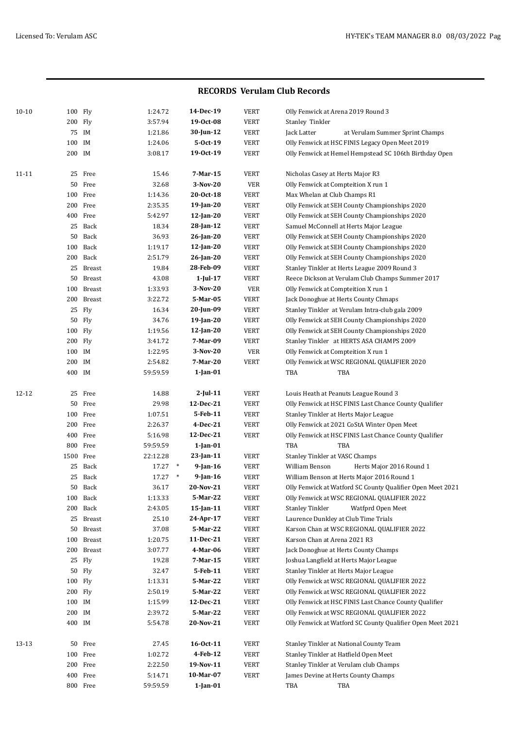## RECORDS Verulam Club Records

| | | | | | | |
|---|---|---|---|---|---|---|
| 10-10 | 100 | Fly | 1:24.72 | 14-Dec-19 | VERT | Olly Fenwick at Arena 2019 Round 3 |
| | 200 | Fly | 3:57.94 | 19-Oct-08 | VERT | Stanley Tinkler |
| | 75 | IM | 1:21.86 | 30-Jun-12 | VERT | Jack Latter at Verulam Summer Sprint Champs |
| | 100 | IM | 1:24.06 | 5-Oct-19 | VERT | Olly Fenwick at HSC FINIS Legacy Open Meet 2019 |
| | 200 | IM | 3:08.17 | 19-Oct-19 | VERT | Olly Fenwick at Hemel Hempstead SC 106th Birthday Open |
| 11-11 | 25 | Free | 15.46 | 7-Mar-15 | VERT | Nicholas Casey at Herts Major R3 |
| | 50 | Free | 32.68 | 3-Nov-20 | VER | Olly Fenwick at Compteition X run 1 |
| | 100 | Free | 1:14.36 | 20-Oct-18 | VERT | Max Whelan at Club Champs R1 |
| | 200 | Free | 2:35.35 | 19-Jan-20 | VERT | Olly Fenwick at SEH County Championships 2020 |
| | 400 | Free | 5:42.97 | 12-Jan-20 | VERT | Olly Fenwick at SEH County Championships 2020 |
| | 25 | Back | 18.34 | 28-Jan-12 | VERT | Samuel McConnell at Herts Major League |
| | 50 | Back | 36.93 | 26-Jan-20 | VERT | Olly Fenwick at SEH County Championships 2020 |
| | 100 | Back | 1:19.17 | 12-Jan-20 | VERT | Olly Fenwick at SEH County Championships 2020 |
| | 200 | Back | 2:51.79 | 26-Jan-20 | VERT | Olly Fenwick at SEH County Championships 2020 |
| | 25 | Breast | 19.84 | 28-Feb-09 | VERT | Stanley Tinkler at Herts League 2009 Round 3 |
| | 50 | Breast | 43.08 | 1-Jul-17 | VERT | Reece Dickson at Verulam Club Champs Summer 2017 |
| | 100 | Breast | 1:33.93 | 3-Nov-20 | VER | Olly Fenwick at Compteition X run 1 |
| | 200 | Breast | 3:22.72 | 5-Mar-05 | VERT | Jack Donoghue at Herts County Chmaps |
| | 25 | Fly | 16.34 | 20-Jun-09 | VERT | Stanley Tinkler at Verulam Intra-club gala 2009 |
| | 50 | Fly | 34.76 | 19-Jan-20 | VERT | Olly Fenwick at SEH County Championships 2020 |
| | 100 | Fly | 1:19.56 | 12-Jan-20 | VERT | Olly Fenwick at SEH County Championships 2020 |
| | 200 | Fly | 3:41.72 | 7-Mar-09 | VERT | Stanley Tinkler at HERTS ASA CHAMPS 2009 |
| | 100 | IM | 1:22.95 | 3-Nov-20 | VER | Olly Fenwick at Compteition X run 1 |
| | 200 | IM | 2:54.82 | 7-Mar-20 | VERT | Olly Fenwick at WSC REGIONAL QUALIFIER 2020 |
| | 400 | IM | 59:59.59 | 1-Jan-01 | | TBA TBA |
| 12-12 | 25 | Free | 14.88 | 2-Jul-11 | VERT | Louis Heath at Peanuts League Round 3 |
| | 50 | Free | 29.98 | 12-Dec-21 | VERT | Olly Fenwick at HSC FINIS Last Chance County Qualifier |
| | 100 | Free | 1:07.51 | 5-Feb-11 | VERT | Stanley Tinkler at Herts Major League |
| | 200 | Free | 2:26.37 | 4-Dec-21 | VERT | Olly Fenwick at 2021 CoStA Winter Open Meet |
| | 400 | Free | 5:16.98 | 12-Dec-21 | VERT | Olly Fenwick at HSC FINIS Last Chance County Qualifier |
| | 800 | Free | 59:59.59 | 1-Jan-01 | | TBA TBA |
| | 1500 | Free | 22:12.28 | 23-Jan-11 | VERT | Stanley Tinkler at VASC Champs |
| | 25 | Back | 17.27 * | 9-Jan-16 | VERT | William Benson Herts Major 2016 Round 1 |
| | 25 | Back | 17.27 * | 9-Jan-16 | VERT | William Benson at Herts Major 2016 Round 1 |
| | 50 | Back | 36.17 | 20-Nov-21 | VERT | Olly Fenwick at Watford SC County Qualifier Open Meet 2021 |
| | 100 | Back | 1:13.33 | 5-Mar-22 | VERT | Olly Fenwick at WSC REGIONAL QUALIFIER 2022 |
| | 200 | Back | 2:43.05 | 15-Jan-11 | VERT | Stanley Tinkler Watfprd Open Meet |
| | 25 | Breast | 25.10 | 24-Apr-17 | VERT | Laurence Dunkley at Club Time Trials |
| | 50 | Breast | 37.08 | 5-Mar-22 | VERT | Karson Chan at WSC REGIONAL QUALIFIER 2022 |
| | 100 | Breast | 1:20.75 | 11-Dec-21 | VERT | Karson Chan at Arena 2021 R3 |
| | 200 | Breast | 3:07.77 | 4-Mar-06 | VERT | Jack Donoghue at Herts County Champs |
| | 25 | Fly | 19.28 | 7-Mar-15 | VERT | Joshua Langfield at Herts Major League |
| | 50 | Fly | 32.47 | 5-Feb-11 | VERT | Stanley Tinkler at Herts Major League |
| | 100 | Fly | 1:13.31 | 5-Mar-22 | VERT | Olly Fenwick at WSC REGIONAL QUALIFIER 2022 |
| | 200 | Fly | 2:50.19 | 5-Mar-22 | VERT | Olly Fenwick at WSC REGIONAL QUALIFIER 2022 |
| | 100 | IM | 1:15.99 | 12-Dec-21 | VERT | Olly Fenwick at HSC FINIS Last Chance County Qualifier |
| | 200 | IM | 2:39.72 | 5-Mar-22 | VERT | Olly Fenwick at WSC REGIONAL QUALIFIER 2022 |
| | 400 | IM | 5:54.78 | 20-Nov-21 | VERT | Olly Fenwick at Watford SC County Qualifier Open Meet 2021 |
| 13-13 | 50 | Free | 27.45 | 16-Oct-11 | VERT | Stanley Tinkler at National County Team |
| | 100 | Free | 1:02.72 | 4-Feb-12 | VERT | Stanley Tinkler at Hatfield Open Meet |
| | 200 | Free | 2:22.50 | 19-Nov-11 | VERT | Stanley Tinkler at Verulam club Champs |
| | 400 | Free | 5:14.71 | 10-Mar-07 | VERT | James Devine at Herts County Champs |
| | 800 | Free | 59:59.59 | 1-Jan-01 | | TBA TBA |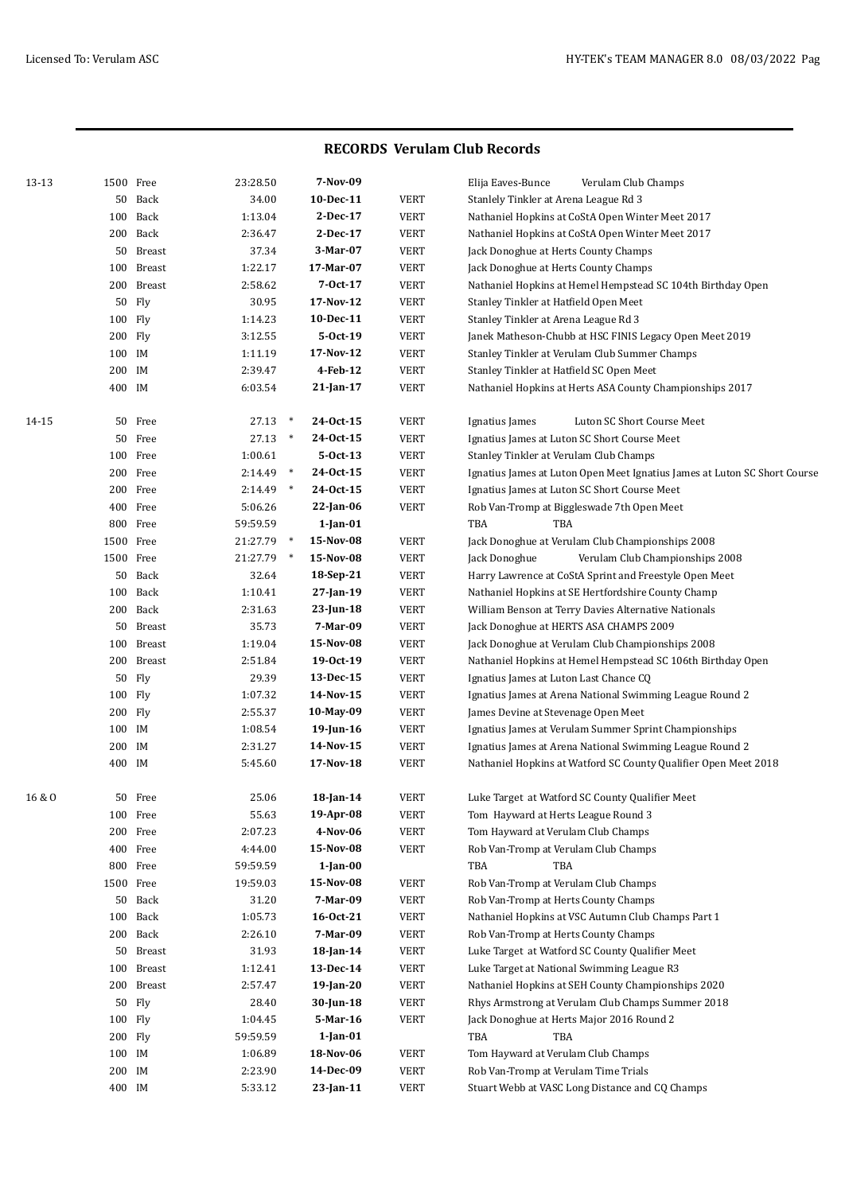## RECORDS Verulam Club Records

| | | | | | | | |
|---|---|---|---|---|---|---|---|
| 13-13 | 1500 | Free | 23:28.50 | | 7-Nov-09 | | Elija Eaves-Bunce Verulam Club Champs |
| | 50 | Back | 34.00 | | 10-Dec-11 | VERT | Stanlely Tinkler at Arena League Rd 3 |
| | 100 | Back | 1:13.04 | | 2-Dec-17 | VERT | Nathaniel Hopkins at CoStA Open Winter Meet 2017 |
| | 200 | Back | 2:36.47 | | 2-Dec-17 | VERT | Nathaniel Hopkins at CoStA Open Winter Meet 2017 |
| | 50 | Breast | 37.34 | | 3-Mar-07 | VERT | Jack Donoghue at Herts County Champs |
| | 100 | Breast | 1:22.17 | | 17-Mar-07 | VERT | Jack Donoghue at Herts County Champs |
| | 200 | Breast | 2:58.62 | | 7-Oct-17 | VERT | Nathaniel Hopkins at Hemel Hempstead SC 104th Birthday Open |
| | 50 | Fly | 30.95 | | 17-Nov-12 | VERT | Stanley Tinkler at Hatfield Open Meet |
| | 100 | Fly | 1:14.23 | | 10-Dec-11 | VERT | Stanley Tinkler at Arena League Rd 3 |
| | 200 | Fly | 3:12.55 | | 5-Oct-19 | VERT | Janek Matheson-Chubb at HSC FINIS Legacy Open Meet 2019 |
| | 100 | IM | 1:11.19 | | 17-Nov-12 | VERT | Stanley Tinkler at Verulam Club Summer Champs |
| | 200 | IM | 2:39.47 | | 4-Feb-12 | VERT | Stanley Tinkler at Hatfield SC Open Meet |
| | 400 | IM | 6:03.54 | | 21-Jan-17 | VERT | Nathaniel Hopkins at Herts ASA County Championships 2017 |
| 14-15 | 50 | Free | 27.13 | * | 24-Oct-15 | VERT | Ignatius James Luton SC Short Course Meet |
| | 50 | Free | 27.13 | * | 24-Oct-15 | VERT | Ignatius James at Luton SC Short Course Meet |
| | 100 | Free | 1:00.61 | | 5-Oct-13 | VERT | Stanley Tinkler at Verulam Club Champs |
| | 200 | Free | 2:14.49 | * | 24-Oct-15 | VERT | Ignatius James at Luton Open Meet Ignatius James at Luton SC Short Course |
| | 200 | Free | 2:14.49 | * | 24-Oct-15 | VERT | Ignatius James at Luton SC Short Course Meet |
| | 400 | Free | 5:06.26 | | 22-Jan-06 | VERT | Rob Van-Tromp at Biggleswade 7th Open Meet |
| | 800 | Free | 59:59.59 | | 1-Jan-01 | | TBA TBA |
| | 1500 | Free | 21:27.79 | * | 15-Nov-08 | VERT | Jack Donoghue at Verulam Club Championships 2008 |
| | 1500 | Free | 21:27.79 | * | 15-Nov-08 | VERT | Jack Donoghue Verulam Club Championships 2008 |
| | 50 | Back | 32.64 | | 18-Sep-21 | VERT | Harry Lawrence at CoStA Sprint and Freestyle Open Meet |
| | 100 | Back | 1:10.41 | | 27-Jan-19 | VERT | Nathaniel Hopkins at SE Hertfordshire County Champ |
| | 200 | Back | 2:31.63 | | 23-Jun-18 | VERT | William Benson at Terry Davies Alternative Nationals |
| | 50 | Breast | 35.73 | | 7-Mar-09 | VERT | Jack Donoghue at HERTS ASA CHAMPS 2009 |
| | 100 | Breast | 1:19.04 | | 15-Nov-08 | VERT | Jack Donoghue at Verulam Club Championships 2008 |
| | 200 | Breast | 2:51.84 | | 19-Oct-19 | VERT | Nathaniel Hopkins at Hemel Hempstead SC 106th Birthday Open |
| | 50 | Fly | 29.39 | | 13-Dec-15 | VERT | Ignatius James at Luton Last Chance CQ |
| | 100 | Fly | 1:07.32 | | 14-Nov-15 | VERT | Ignatius James at Arena National Swimming League Round 2 |
| | 200 | Fly | 2:55.37 | | 10-May-09 | VERT | James Devine at Stevenage Open Meet |
| | 100 | IM | 1:08.54 | | 19-Jun-16 | VERT | Ignatius James at Verulam Summer Sprint Championships |
| | 200 | IM | 2:31.27 | | 14-Nov-15 | VERT | Ignatius James at Arena National Swimming League Round 2 |
| | 400 | IM | 5:45.60 | | 17-Nov-18 | VERT | Nathaniel Hopkins at Watford SC County Qualifier Open Meet 2018 |
| 16 & O | 50 | Free | 25.06 | | 18-Jan-14 | VERT | Luke Target at Watford SC County Qualifier Meet |
| | 100 | Free | 55.63 | | 19-Apr-08 | VERT | Tom Hayward at Herts League Round 3 |
| | 200 | Free | 2:07.23 | | 4-Nov-06 | VERT | Tom Hayward at Verulam Club Champs |
| | 400 | Free | 4:44.00 | | 15-Nov-08 | VERT | Rob Van-Tromp at Verulam Club Champs |
| | 800 | Free | 59:59.59 | | 1-Jan-00 | | TBA TBA |
| | 1500 | Free | 19:59.03 | | 15-Nov-08 | VERT | Rob Van-Tromp at Verulam Club Champs |
| | 50 | Back | 31.20 | | 7-Mar-09 | VERT | Rob Van-Tromp at Herts County Champs |
| | 100 | Back | 1:05.73 | | 16-Oct-21 | VERT | Nathaniel Hopkins at VSC Autumn Club Champs Part 1 |
| | 200 | Back | 2:26.10 | | 7-Mar-09 | VERT | Rob Van-Tromp at Herts County Champs |
| | 50 | Breast | 31.93 | | 18-Jan-14 | VERT | Luke Target at Watford SC County Qualifier Meet |
| | 100 | Breast | 1:12.41 | | 13-Dec-14 | VERT | Luke Target at National Swimming League R3 |
| | 200 | Breast | 2:57.47 | | 19-Jan-20 | VERT | Nathaniel Hopkins at SEH County Championships 2020 |
| | 50 | Fly | 28.40 | | 30-Jun-18 | VERT | Rhys Armstrong at Verulam Club Champs Summer 2018 |
| | 100 | Fly | 1:04.45 | | 5-Mar-16 | VERT | Jack Donoghue at Herts Major 2016 Round 2 |
| | 200 | Fly | 59:59.59 | | 1-Jan-01 | | TBA TBA |
| | 100 | IM | 1:06.89 | | 18-Nov-06 | VERT | Tom Hayward at Verulam Club Champs |
| | 200 | IM | 2:23.90 | | 14-Dec-09 | VERT | Rob Van-Tromp at Verulam Time Trials |
| | 400 | IM | 5:33.12 | | 23-Jan-11 | VERT | Stuart Webb at VASC Long Distance and CQ Champs |